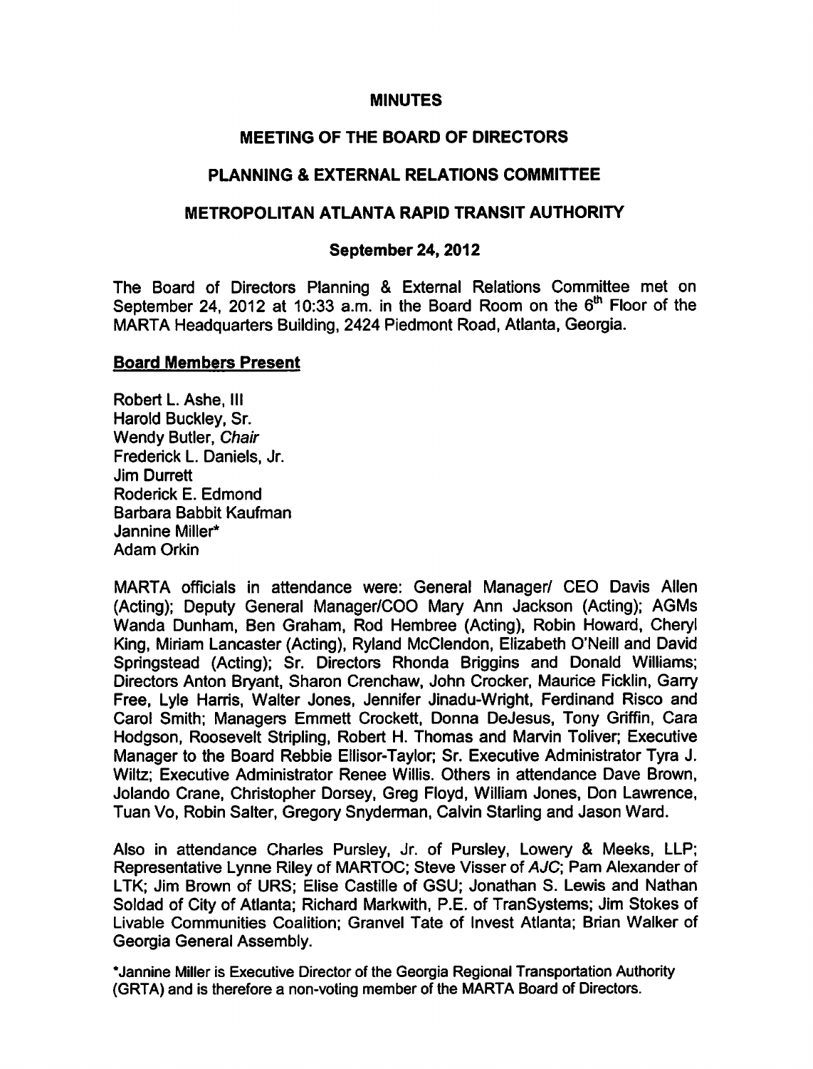# MINUTES

## MEETING OF THE BOARD OF DIRECTORS

## PLANNING & EXTERNAL RELATIONS COMMITTEE

## METROPOLITAN ATLANTA RAPID TRANSIT AUTHORITY

### September 24, 2012

The Board of Directors Planning & External Relations Committee met on September 24, 2012 at 10:33 a.m. in the Board Room on the 6th Floor of the MARTA Headquarters Building, 2424 Piedmont Road, Atlanta, Georgia.

**Board Members Present**

Robert L. Ashe, III
Harold Buckley, Sr.
Wendy Butler, *Chair*
Frederick L. Daniels, Jr.
Jim Durrett
Roderick E. Edmond
Barbara Babbit Kaufman
Jannine Miller*
Adam Orkin

MARTA officials in attendance were: General Manager/ CEO Davis Allen (Acting); Deputy General Manager/COO Mary Ann Jackson (Acting); AGMs Wanda Dunham, Ben Graham, Rod Hembree (Acting), Robin Howard, Cheryl King, Miriam Lancaster (Acting), Ryland McClendon, Elizabeth O'Neill and David Springstead (Acting); Sr. Directors Rhonda Briggins and Donald Williams; Directors Anton Bryant, Sharon Crenchaw, John Crocker, Maurice Ficklin, Garry Free, Lyle Harris, Walter Jones, Jennifer Jinadu-Wright, Ferdinand Risco and Carol Smith; Managers Emmett Crockett, Donna DeJesus, Tony Griffin, Cara Hodgson, Roosevelt Stripling, Robert H. Thomas and Marvin Toliver; Executive Manager to the Board Rebbie Ellisor-Taylor; Sr. Executive Administrator Tyra J. Wiltz; Executive Administrator Renee Willis. Others in attendance Dave Brown, Jolando Crane, Christopher Dorsey, Greg Floyd, William Jones, Don Lawrence, Tuan Vo, Robin Salter, Gregory Snyderman, Calvin Starling and Jason Ward.

Also in attendance Charles Pursley, Jr. of Pursley, Lowery & Meeks, LLP; Representative Lynne Riley of MARTOC; Steve Visser of *AJC*; Pam Alexander of LTK; Jim Brown of URS; Elise Castille of GSU; Jonathan S. Lewis and Nathan Soldad of City of Atlanta; Richard Markwith, P.E. of TranSystems; Jim Stokes of Livable Communities Coalition; Granvel Tate of Invest Atlanta; Brian Walker of Georgia General Assembly.

*Jannine Miller is Executive Director of the Georgia Regional Transportation Authority (GRTA) and is therefore a non-voting member of the MARTA Board of Directors.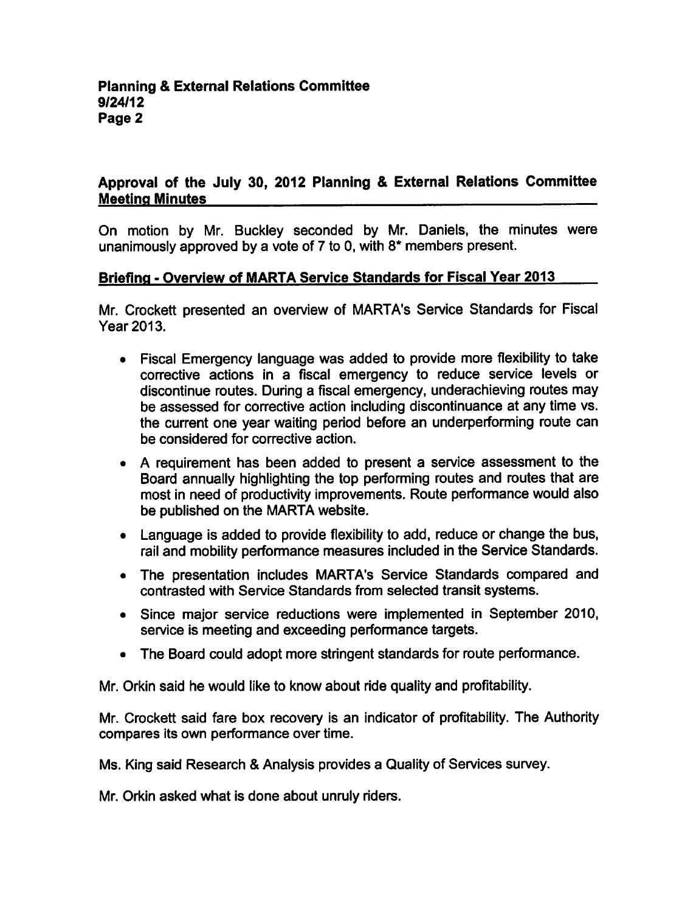## Approval of the July 30, 2012 Planning & External Relations Committee Meeting Minutes

On motion by Mr. Buckley seconded by Mr. Daniels, the minutes were unanimously approved by a vote of 7 to 0, with 8* members present.

## Briefing - Overview of MARTA Service Standards for Fiscal Year 2013

Mr. Crockett presented an overview of MARTA's Service Standards for Fiscal Year 2013.

- Fiscal Emergency language was added to provide more flexibility to take corrective actions in a fiscal emergency to reduce service levels or discontinue routes. During a fiscal emergency, underachieving routes may be assessed for corrective action including discontinuance at any time vs. the current one year waiting period before an underperforming route can be considered for corrective action.
- A requirement has been added to present a service assessment to the Board annually highlighting the top performing routes and routes that are most in need of productivity improvements. Route performance would also be published on the MARTA website.
- Language is added to provide flexibility to add, reduce or change the bus, rail and mobility performance measures included in the Service Standards.
- The presentation includes MARTA's Service Standards compared and contrasted with Service Standards from selected transit systems.
- Since major service reductions were implemented in September 2010, service is meeting and exceeding performance targets.
- The Board could adopt more stringent standards for route performance.

Mr. Orkin said he would like to know about ride quality and profitability.

Mr. Crockett said fare box recovery is an indicator of profitability. The Authority compares its own performance over time.

Ms. King said Research & Analysis provides a Quality of Services survey.

Mr. Orkin asked what is done about unruly riders.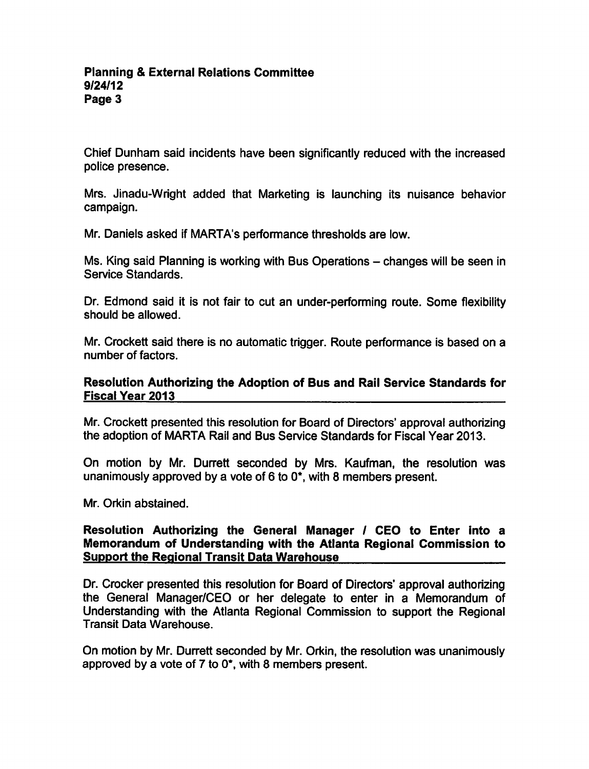Chief Dunham said incidents have been significantly reduced with the increased police presence.

Mrs. Jinadu-Wright added that Marketing is launching its nuisance behavior campaign.

Mr. Daniels asked if MARTA's performance thresholds are low.

Ms. King said Planning is working with Bus Operations – changes will be seen in Service Standards.

Dr. Edmond said it is not fair to cut an under-performing route. Some flexibility should be allowed.

Mr. Crockett said there is no automatic trigger. Route performance is based on a number of factors.

### Resolution Authorizing the Adoption of Bus and Rail Service Standards for Fiscal Year 2013

Mr. Crockett presented this resolution for Board of Directors' approval authorizing the adoption of MARTA Rail and Bus Service Standards for Fiscal Year 2013.

On motion by Mr. Durrett seconded by Mrs. Kaufman, the resolution was unanimously approved by a vote of 6 to 0*, with 8 members present.

Mr. Orkin abstained.

### Resolution Authorizing the General Manager / CEO to Enter into a Memorandum of Understanding with the Atlanta Regional Commission to Support the Regional Transit Data Warehouse

Dr. Crocker presented this resolution for Board of Directors' approval authorizing the General Manager/CEO or her delegate to enter in a Memorandum of Understanding with the Atlanta Regional Commission to support the Regional Transit Data Warehouse.

On motion by Mr. Durrett seconded by Mr. Orkin, the resolution was unanimously approved by a vote of 7 to 0*, with 8 members present.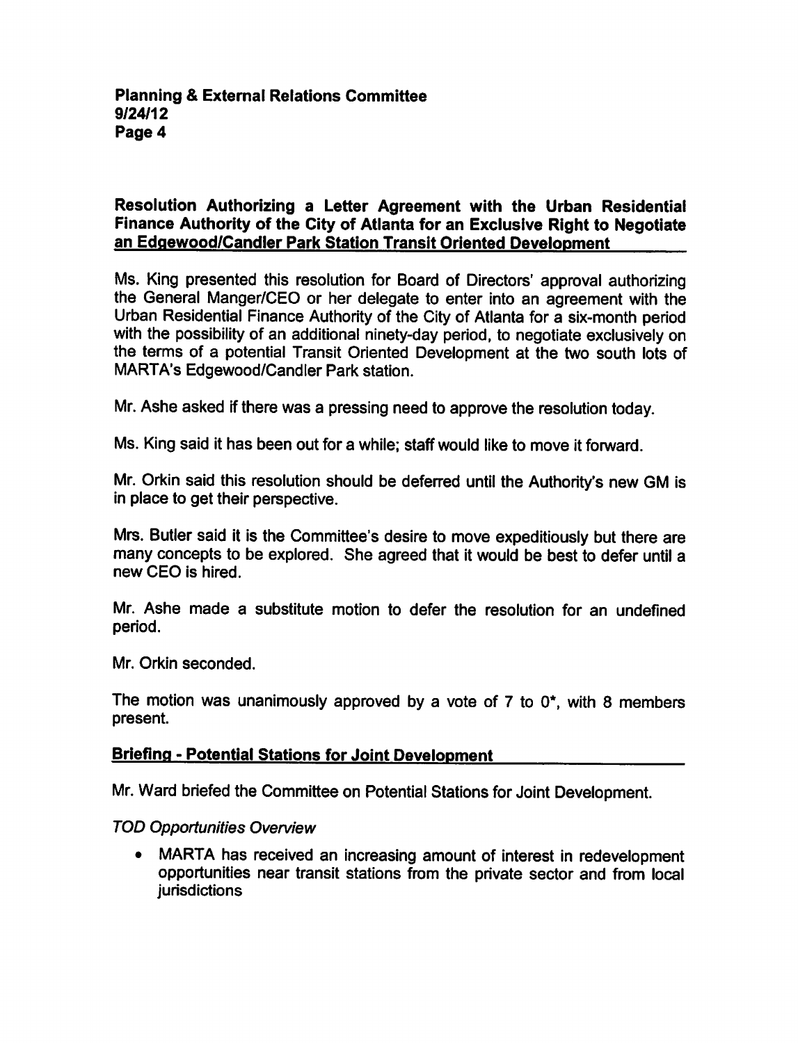### Resolution Authorizing a Letter Agreement with the Urban Residential Finance Authority of the City of Atlanta for an Exclusive Right to Negotiate an Edgewood/Candler Park Station Transit Oriented Development

Ms. King presented this resolution for Board of Directors' approval authorizing the General Manger/CEO or her delegate to enter into an agreement with the Urban Residential Finance Authority of the City of Atlanta for a six-month period with the possibility of an additional ninety-day period, to negotiate exclusively on the terms of a potential Transit Oriented Development at the two south lots of MARTA's Edgewood/Candler Park station.

Mr. Ashe asked if there was a pressing need to approve the resolution today.

Ms. King said it has been out for a while; staff would like to move it forward.

Mr. Orkin said this resolution should be deferred until the Authority's new GM is in place to get their perspective.

Mrs. Butler said it is the Committee's desire to move expeditiously but there are many concepts to be explored. She agreed that it would be best to defer until a new CEO is hired.

Mr. Ashe made a substitute motion to defer the resolution for an undefined period.

Mr. Orkin seconded.

The motion was unanimously approved by a vote of 7 to 0*, with 8 members present.

### Briefing - Potential Stations for Joint Development

Mr. Ward briefed the Committee on Potential Stations for Joint Development.

*TOD Opportunities Overview*

- MARTA has received an increasing amount of interest in redevelopment opportunities near transit stations from the private sector and from local jurisdictions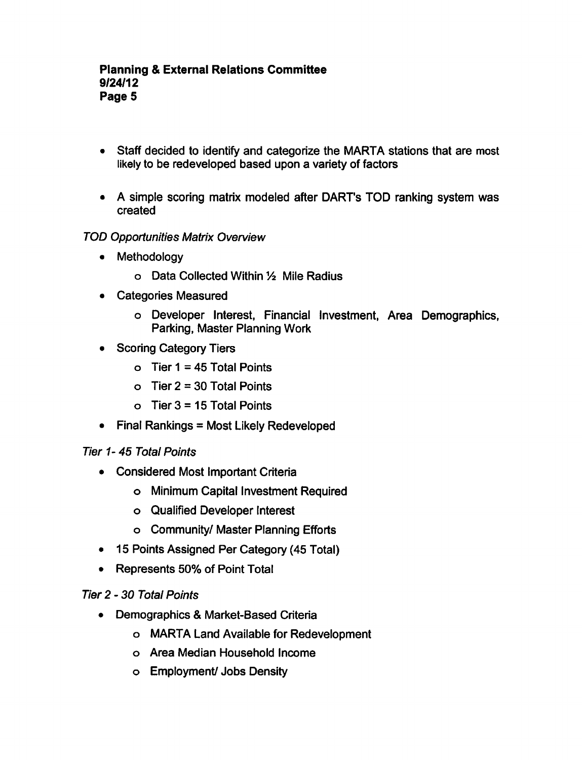- Staff decided to identify and categorize the MARTA stations that are most likely to be redeveloped based upon a variety of factors

- A simple scoring matrix modeled after DART's TOD ranking system was created

*TOD Opportunities Matrix Overview*

- Methodology
  - Data Collected Within ½ Mile Radius
- Categories Measured
  - Developer Interest, Financial Investment, Area Demographics, Parking, Master Planning Work
- Scoring Category Tiers
  - Tier 1 = 45 Total Points
  - Tier 2 = 30 Total Points
  - Tier 3 = 15 Total Points
- Final Rankings = Most Likely Redeveloped

*Tier 1- 45 Total Points*

- Considered Most Important Criteria
  - Minimum Capital Investment Required
  - Qualified Developer Interest
  - Community/ Master Planning Efforts
- 15 Points Assigned Per Category (45 Total)
- Represents 50% of Point Total

*Tier 2 - 30 Total Points*

- Demographics & Market-Based Criteria
  - MARTA Land Available for Redevelopment
  - Area Median Household Income
  - Employment/ Jobs Density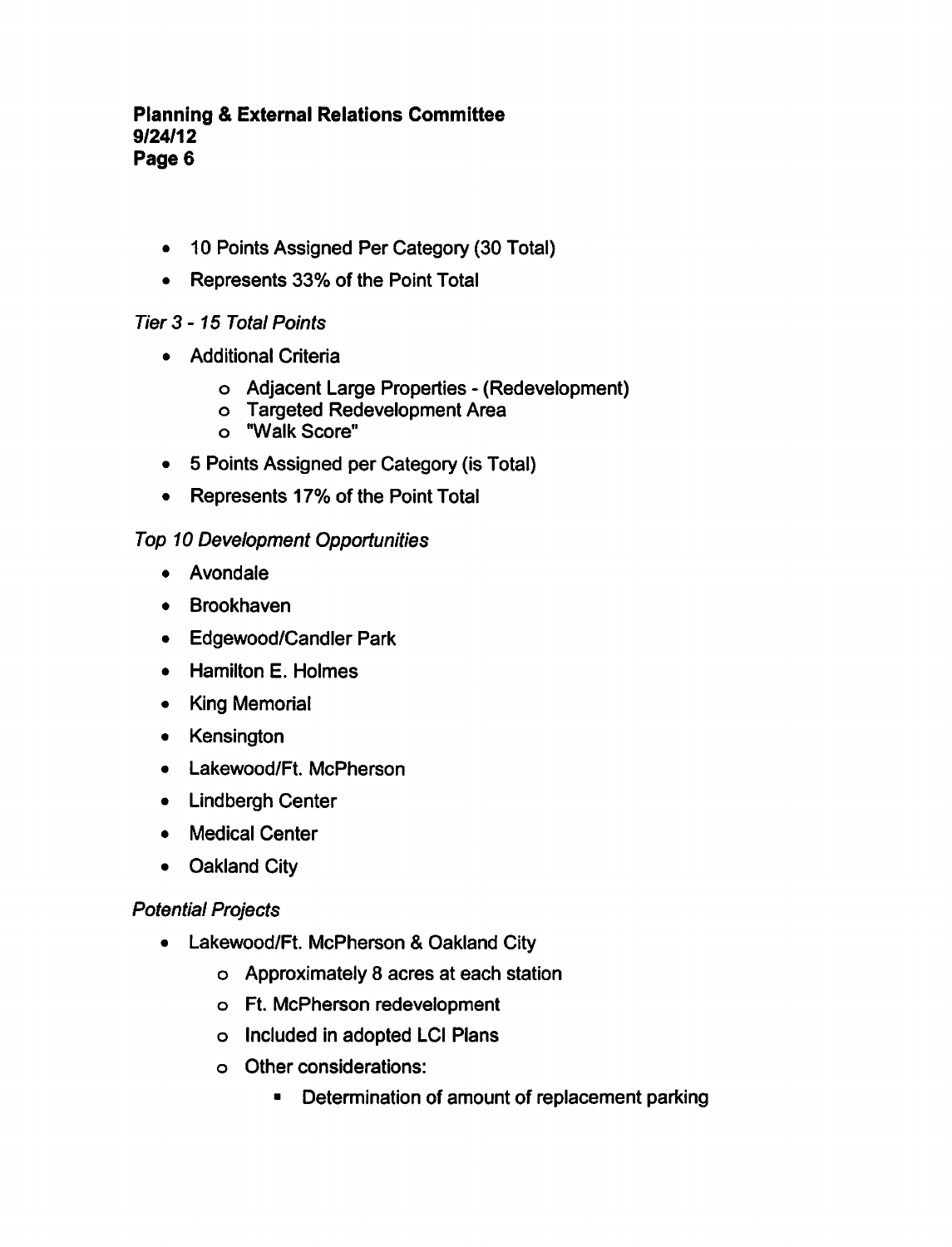- 10 Points Assigned Per Category (30 Total)
- Represents 33% of the Point Total

*Tier 3 - 15 Total Points*

- Additional Criteria
  - Adjacent Large Properties - (Redevelopment)
  - Targeted Redevelopment Area
  - "Walk Score"
- 5 Points Assigned per Category (is Total)
- Represents 17% of the Point Total

*Top 10 Development Opportunities*

- Avondale
- Brookhaven
- Edgewood/Candler Park
- Hamilton E. Holmes
- King Memorial
- Kensington
- Lakewood/Ft. McPherson
- Lindbergh Center
- Medical Center
- Oakland City

*Potential Projects*

- Lakewood/Ft. McPherson & Oakland City
  - Approximately 8 acres at each station
  - Ft. McPherson redevelopment
  - Included in adopted LCI Plans
  - Other considerations:
    - Determination of amount of replacement parking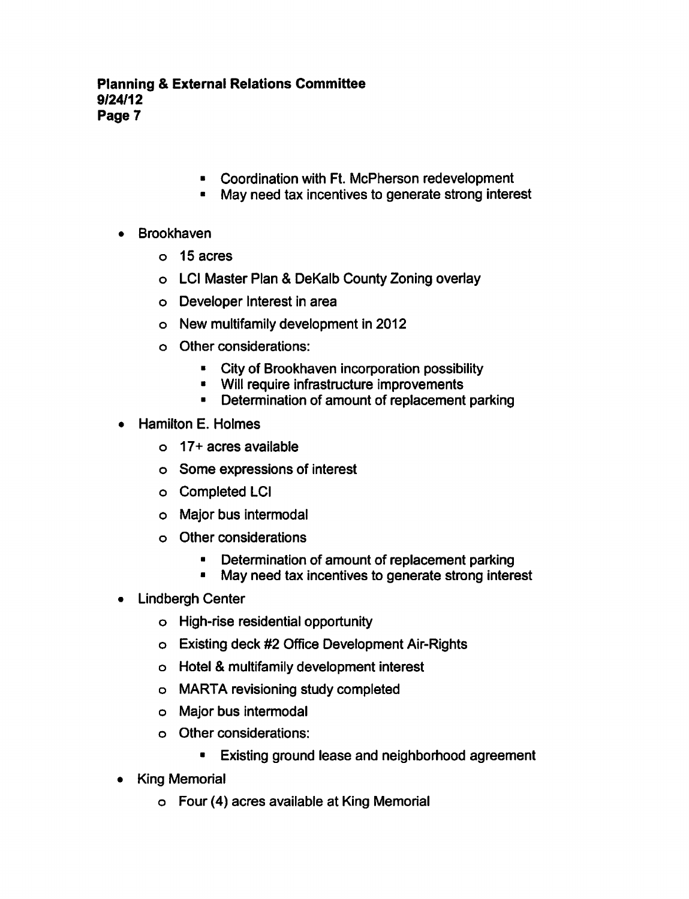- Coordination with Ft. McPherson redevelopment
    - May need tax incentives to generate strong interest

- Brookhaven
  - 15 acres
  - LCI Master Plan & DeKalb County Zoning overlay
  - Developer Interest in area
  - New multifamily development in 2012
  - Other considerations:
    - City of Brookhaven incorporation possibility
    - Will require infrastructure improvements
    - Determination of amount of replacement parking
- Hamilton E. Holmes
  - 17+ acres available
  - Some expressions of interest
  - Completed LCI
  - Major bus intermodal
  - Other considerations
    - Determination of amount of replacement parking
    - May need tax incentives to generate strong interest
- Lindbergh Center
  - High-rise residential opportunity
  - Existing deck #2 Office Development Air-Rights
  - Hotel & multifamily development interest
  - MARTA revisioning study completed
  - Major bus intermodal
  - Other considerations:
    - Existing ground lease and neighborhood agreement
- King Memorial
  - Four (4) acres available at King Memorial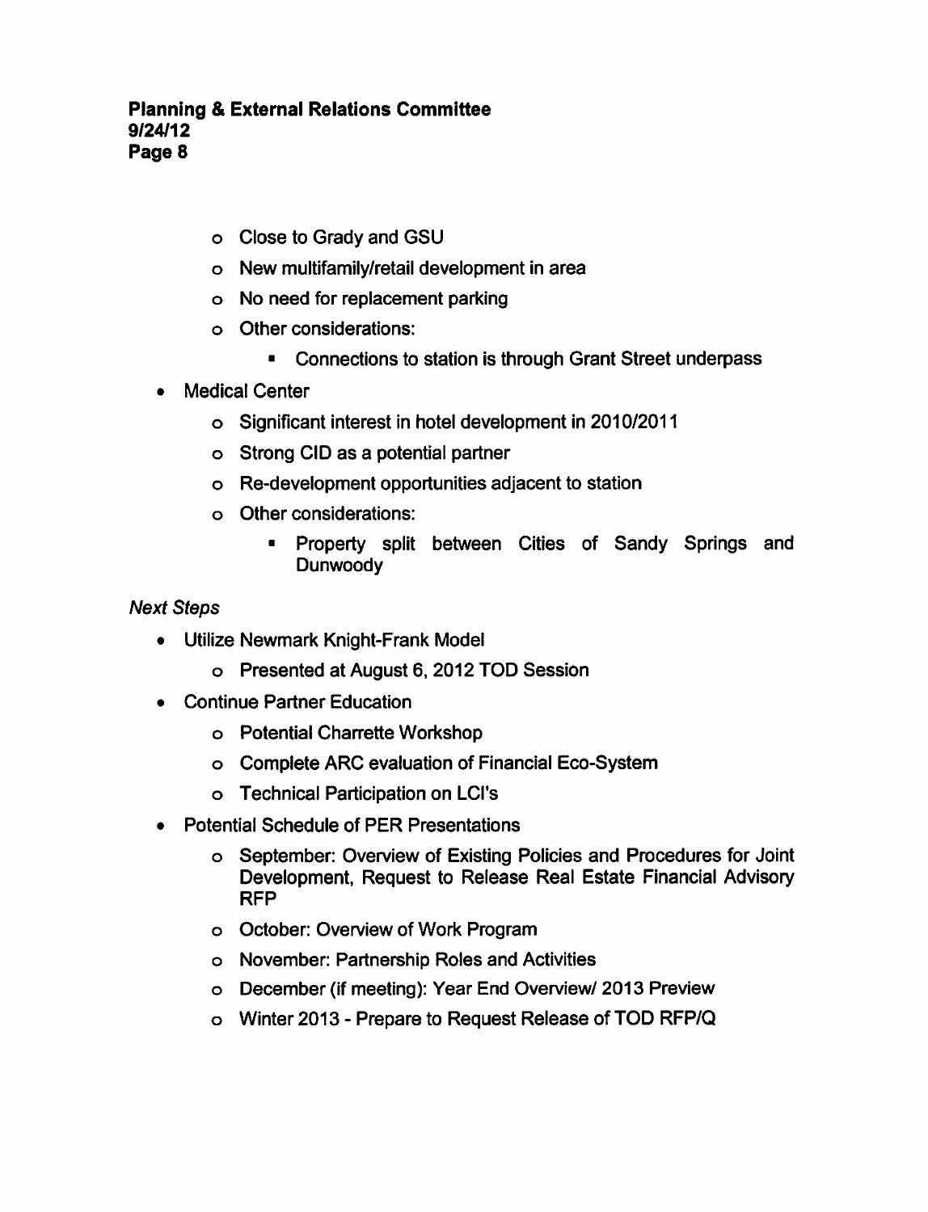- Close to Grady and GSU
- New multifamily/retail development in area
- No need for replacement parking
- Other considerations:
  - Connections to station is through Grant Street underpass

- Medical Center
  - Significant interest in hotel development in 2010/2011
  - Strong CID as a potential partner
  - Re-development opportunities adjacent to station
  - Other considerations:
    - Property split between Cities of Sandy Springs and Dunwoody

*Next Steps*

- Utilize Newmark Knight-Frank Model
  - Presented at August 6, 2012 TOD Session
- Continue Partner Education
  - Potential Charrette Workshop
  - Complete ARC evaluation of Financial Eco-System
  - Technical Participation on LCI's
- Potential Schedule of PER Presentations
  - September: Overview of Existing Policies and Procedures for Joint Development, Request to Release Real Estate Financial Advisory RFP
  - October: Overview of Work Program
  - November: Partnership Roles and Activities
  - December (if meeting): Year End Overview/ 2013 Preview
  - Winter 2013 - Prepare to Request Release of TOD RFP/Q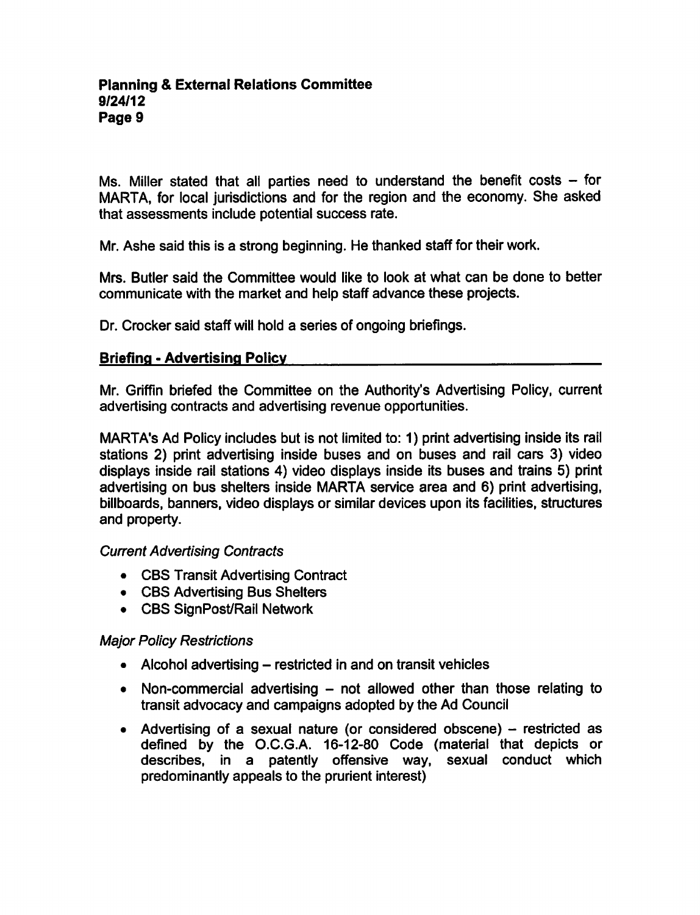Ms. Miller stated that all parties need to understand the benefit costs – for MARTA, for local jurisdictions and for the region and the economy. She asked that assessments include potential success rate.

Mr. Ashe said this is a strong beginning. He thanked staff for their work.

Mrs. Butler said the Committee would like to look at what can be done to better communicate with the market and help staff advance these projects.

Dr. Crocker said staff will hold a series of ongoing briefings.

## Briefing - Advertising Policy

Mr. Griffin briefed the Committee on the Authority's Advertising Policy, current advertising contracts and advertising revenue opportunities.

MARTA's Ad Policy includes but is not limited to: 1) print advertising inside its rail stations 2) print advertising inside buses and on buses and rail cars 3) video displays inside rail stations 4) video displays inside its buses and trains 5) print advertising on bus shelters inside MARTA service area and 6) print advertising, billboards, banners, video displays or similar devices upon its facilities, structures and property.

*Current Advertising Contracts*

- CBS Transit Advertising Contract
- CBS Advertising Bus Shelters
- CBS SignPost/Rail Network

*Major Policy Restrictions*

- Alcohol advertising – restricted in and on transit vehicles
- Non-commercial advertising – not allowed other than those relating to transit advocacy and campaigns adopted by the Ad Council
- Advertising of a sexual nature (or considered obscene) – restricted as defined by the O.C.G.A. 16-12-80 Code (material that depicts or describes, in a patently offensive way, sexual conduct which predominantly appeals to the prurient interest)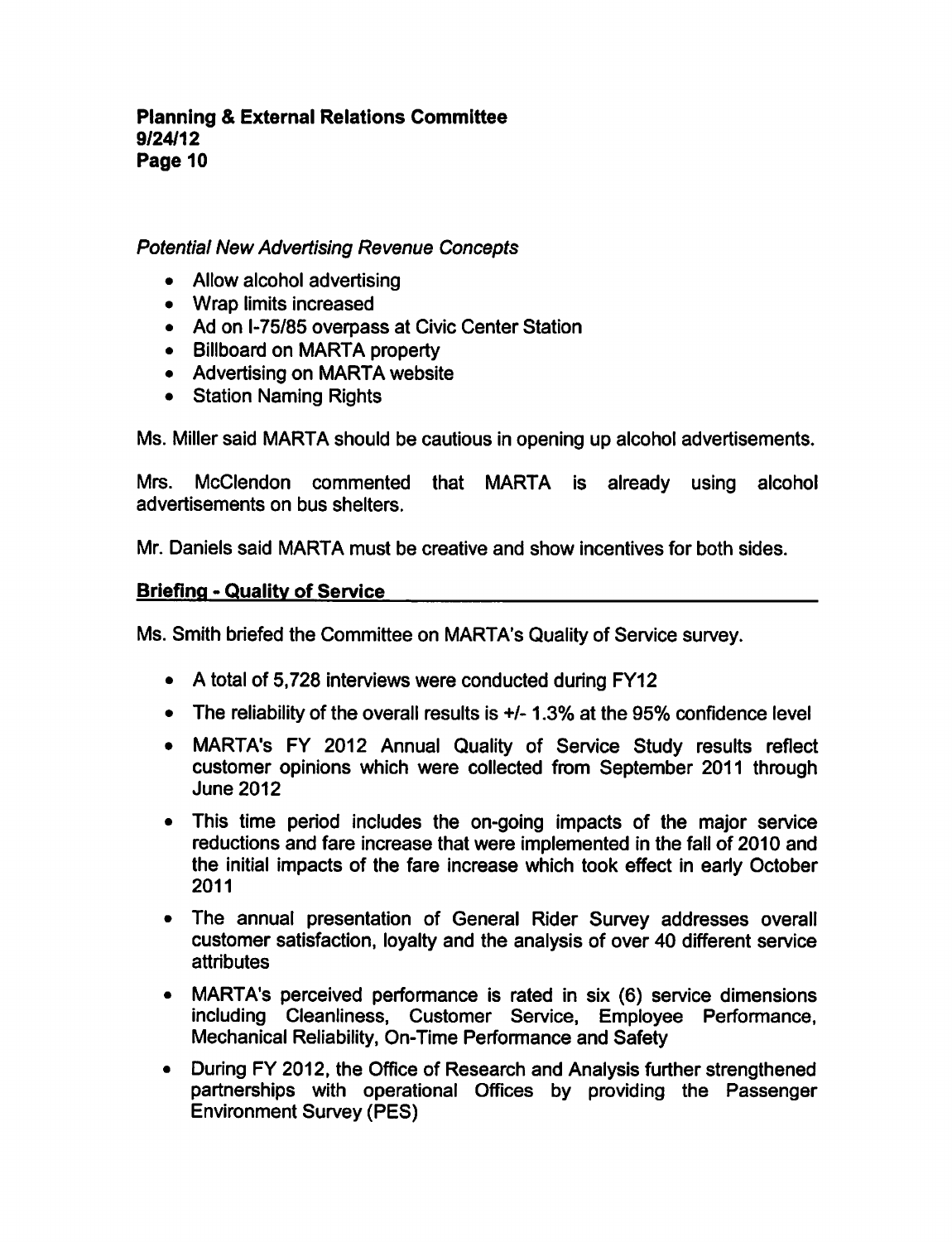*Potential New Advertising Revenue Concepts*

- Allow alcohol advertising
- Wrap limits increased
- Ad on I-75/85 overpass at Civic Center Station
- Billboard on MARTA property
- Advertising on MARTA website
- Station Naming Rights

Ms. Miller said MARTA should be cautious in opening up alcohol advertisements.

Mrs. McClendon commented that MARTA is already using alcohol advertisements on bus shelters.

Mr. Daniels said MARTA must be creative and show incentives for both sides.

## Briefing - Quality of Service

Ms. Smith briefed the Committee on MARTA's Quality of Service survey.

- A total of 5,728 interviews were conducted during FY12
- The reliability of the overall results is +/- 1.3% at the 95% confidence level
- MARTA's FY 2012 Annual Quality of Service Study results reflect customer opinions which were collected from September 2011 through June 2012
- This time period includes the on-going impacts of the major service reductions and fare increase that were implemented in the fall of 2010 and the initial impacts of the fare increase which took effect in early October 2011
- The annual presentation of General Rider Survey addresses overall customer satisfaction, loyalty and the analysis of over 40 different service attributes
- MARTA's perceived performance is rated in six (6) service dimensions including Cleanliness, Customer Service, Employee Performance, Mechanical Reliability, On-Time Performance and Safety
- During FY 2012, the Office of Research and Analysis further strengthened partnerships with operational Offices by providing the Passenger Environment Survey (PES)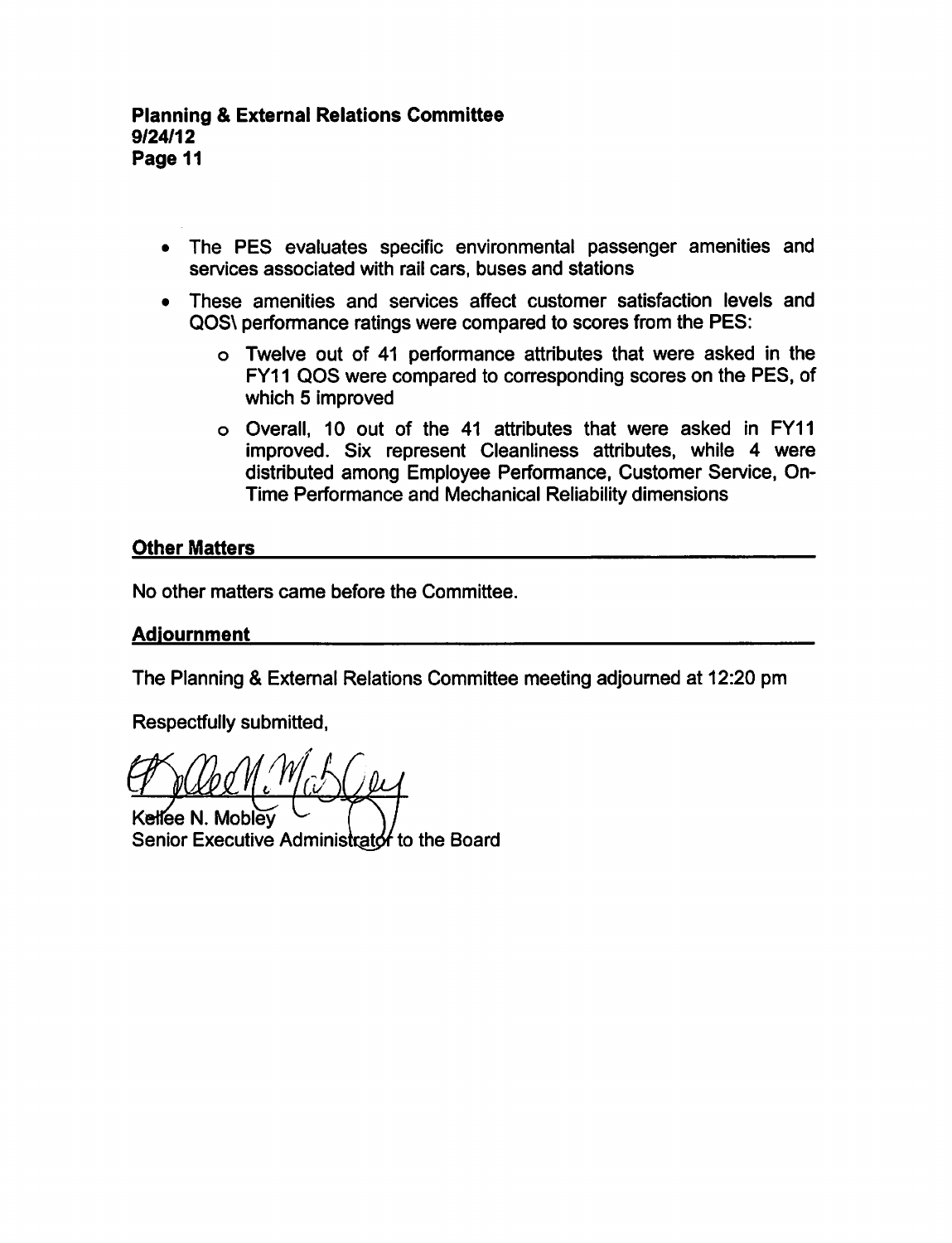- The PES evaluates specific environmental passenger amenities and services associated with rail cars, buses and stations
- These amenities and services affect customer satisfaction levels and QOS\ performance ratings were compared to scores from the PES:
    - Twelve out of 41 performance attributes that were asked in the FY11 QOS were compared to corresponding scores on the PES, of which 5 improved
    - Overall, 10 out of the 41 attributes that were asked in FY11 improved. Six represent Cleanliness attributes, while 4 were distributed among Employee Performance, Customer Service, On-Time Performance and Mechanical Reliability dimensions

## Other Matters

No other matters came before the Committee.

## Adjournment

The Planning & External Relations Committee meeting adjourned at 12:20 pm

Respectfully submitted,

Kellee N. Mobley
Senior Executive Administrator to the Board